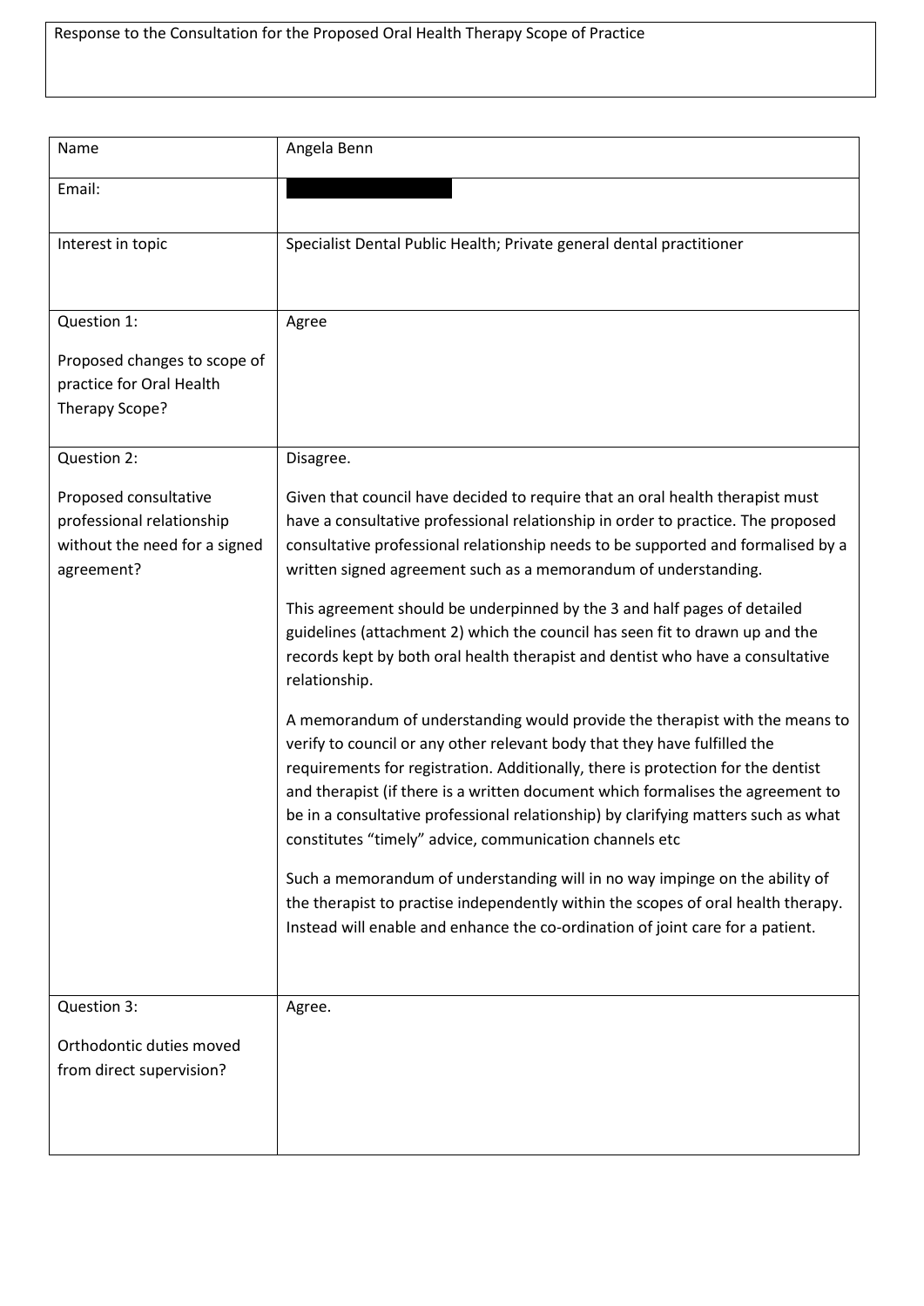Response to the Consultation for the Proposed Oral Health Therapy Scope of Practice

| Name | Angela Benn |
| --- | --- |
| Email: | |
| Interest in topic | Specialist Dental Public Health; Private general dental practitioner |
| Question 1:<br><br>Proposed changes to scope of practice for Oral Health Therapy Scope? | Agree |
| Question 2:<br><br>Proposed consultative professional relationship without the need for a signed agreement? | Disagree.<br><br>Given that council have decided to require that an oral health therapist must have a consultative professional relationship in order to practice. The proposed consultative professional relationship needs to be supported and formalised by a written signed agreement such as a memorandum of understanding.<br><br>This agreement should be underpinned by the 3 and half pages of detailed guidelines (attachment 2) which the council has seen fit to drawn up and the records kept by both oral health therapist and dentist who have a consultative relationship.<br><br>A memorandum of understanding would provide the therapist with the means to verify to council or any other relevant body that they have fulfilled the requirements for registration. Additionally, there is protection for the dentist and therapist (if there is a written document which formalises the agreement to be in a consultative professional relationship) by clarifying matters such as what constitutes "timely" advice, communication channels etc<br><br>Such a memorandum of understanding will in no way impinge on the ability of the therapist to practise independently within the scopes of oral health therapy. Instead will enable and enhance the co-ordination of joint care for a patient. |
| Question 3:<br><br>Orthodontic duties moved from direct supervision? | Agree. |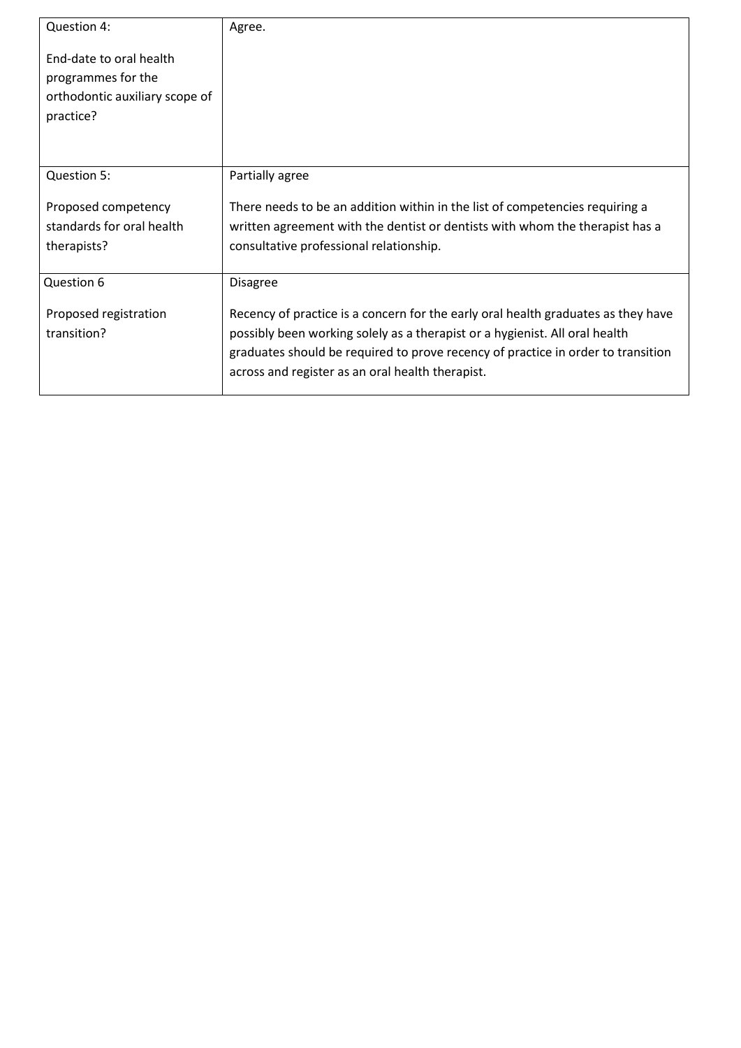| | |
|---|---|
| Question 4:<br><br>End-date to oral health programmes for the orthodontic auxiliary scope of practice? | Agree. |
| Question 5:<br><br>Proposed competency standards for oral health therapists? | Partially agree<br><br>There needs to be an addition within in the list of competencies requiring a written agreement with the dentist or dentists with whom the therapist has a consultative professional relationship. |
| Question 6<br><br>Proposed registration transition? | Disagree<br><br>Recency of practice is a concern for the early oral health graduates as they have possibly been working solely as a therapist or a hygienist. All oral health graduates should be required to prove recency of practice in order to transition across and register as an oral health therapist. |